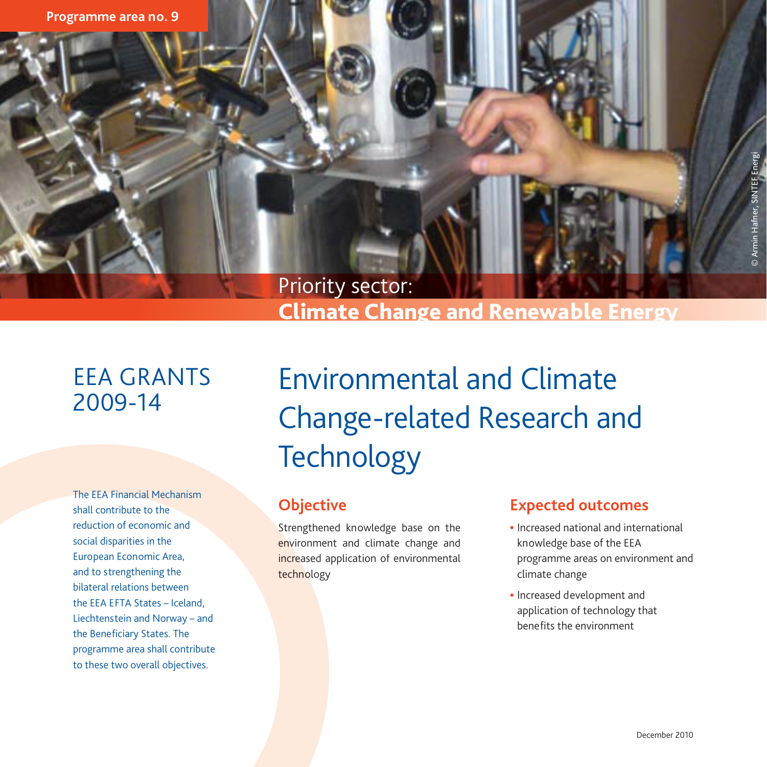Programme area no. 9

Priority sector:
**Climate Change and Renewable Energy**

© Armin Hafner, SINTEF Energi

EEA GRANTS 2009-14

The EEA Financial Mechanism shall contribute to the reduction of economic and social disparities in the European Economic Area, and to strengthening the bilateral relations between the EEA EFTA States – Iceland, Liechtenstein and Norway – and the Beneficiary States. The programme area shall contribute to these two overall objectives.

# Environmental and Climate Change-related Research and Technology

## Objective

Strengthened knowledge base on the environment and climate change and increased application of environmental technology

## Expected outcomes

- Increased national and international knowledge base of the EEA programme areas on environment and climate change
- Increased development and application of technology that benefits the environment

December 2010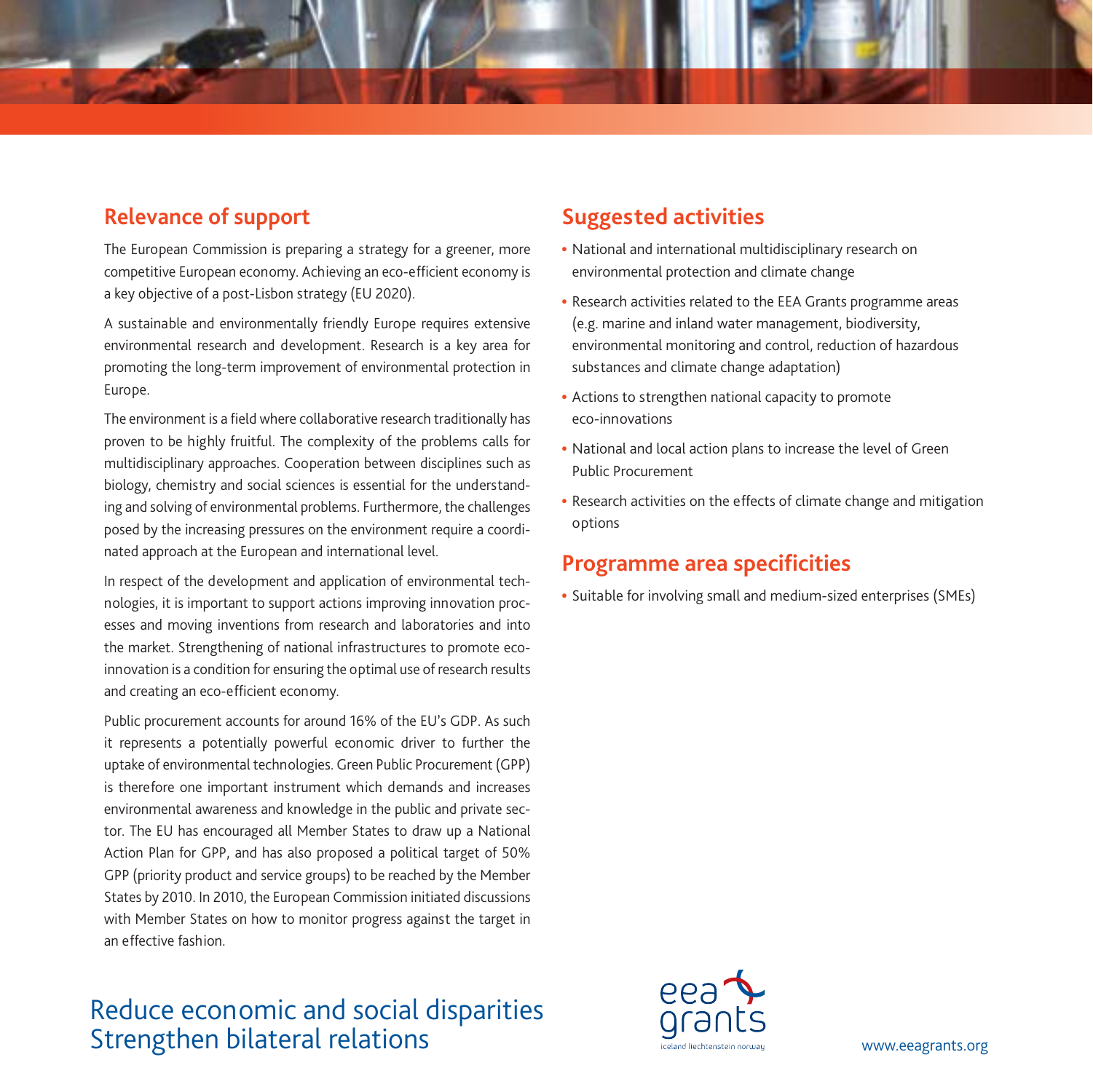## Relevance of support

The European Commission is preparing a strategy for a greener, more competitive European economy. Achieving an eco-efficient economy is a key objective of a post-Lisbon strategy (EU 2020).

A sustainable and environmentally friendly Europe requires extensive environmental research and development. Research is a key area for promoting the long-term improvement of environmental protection in Europe.

The environment is a field where collaborative research traditionally has proven to be highly fruitful. The complexity of the problems calls for multidisciplinary approaches. Cooperation between disciplines such as biology, chemistry and social sciences is essential for the understanding and solving of environmental problems. Furthermore, the challenges posed by the increasing pressures on the environment require a coordinated approach at the European and international level.

In respect of the development and application of environmental technologies, it is important to support actions improving innovation processes and moving inventions from research and laboratories and into the market. Strengthening of national infrastructures to promote eco-innovation is a condition for ensuring the optimal use of research results and creating an eco-efficient economy.

Public procurement accounts for around 16% of the EU's GDP. As such it represents a potentially powerful economic driver to further the uptake of environmental technologies. Green Public Procurement (GPP) is therefore one important instrument which demands and increases environmental awareness and knowledge in the public and private sector. The EU has encouraged all Member States to draw up a National Action Plan for GPP, and has also proposed a political target of 50% GPP (priority product and service groups) to be reached by the Member States by 2010. In 2010, the European Commission initiated discussions with Member States on how to monitor progress against the target in an effective fashion.

## Suggested activities

- National and international multidisciplinary research on environmental protection and climate change
- Research activities related to the EEA Grants programme areas (e.g. marine and inland water management, biodiversity, environmental monitoring and control, reduction of hazardous substances and climate change adaptation)
- Actions to strengthen national capacity to promote eco-innovations
- National and local action plans to increase the level of Green Public Procurement
- Research activities on the effects of climate change and mitigation options

## Programme area specificities

- Suitable for involving small and medium-sized enterprises (SMEs)

Reduce economic and social disparities
Strengthen bilateral relations

eea grants
iceland liechtenstein norway

www.eeagrants.org